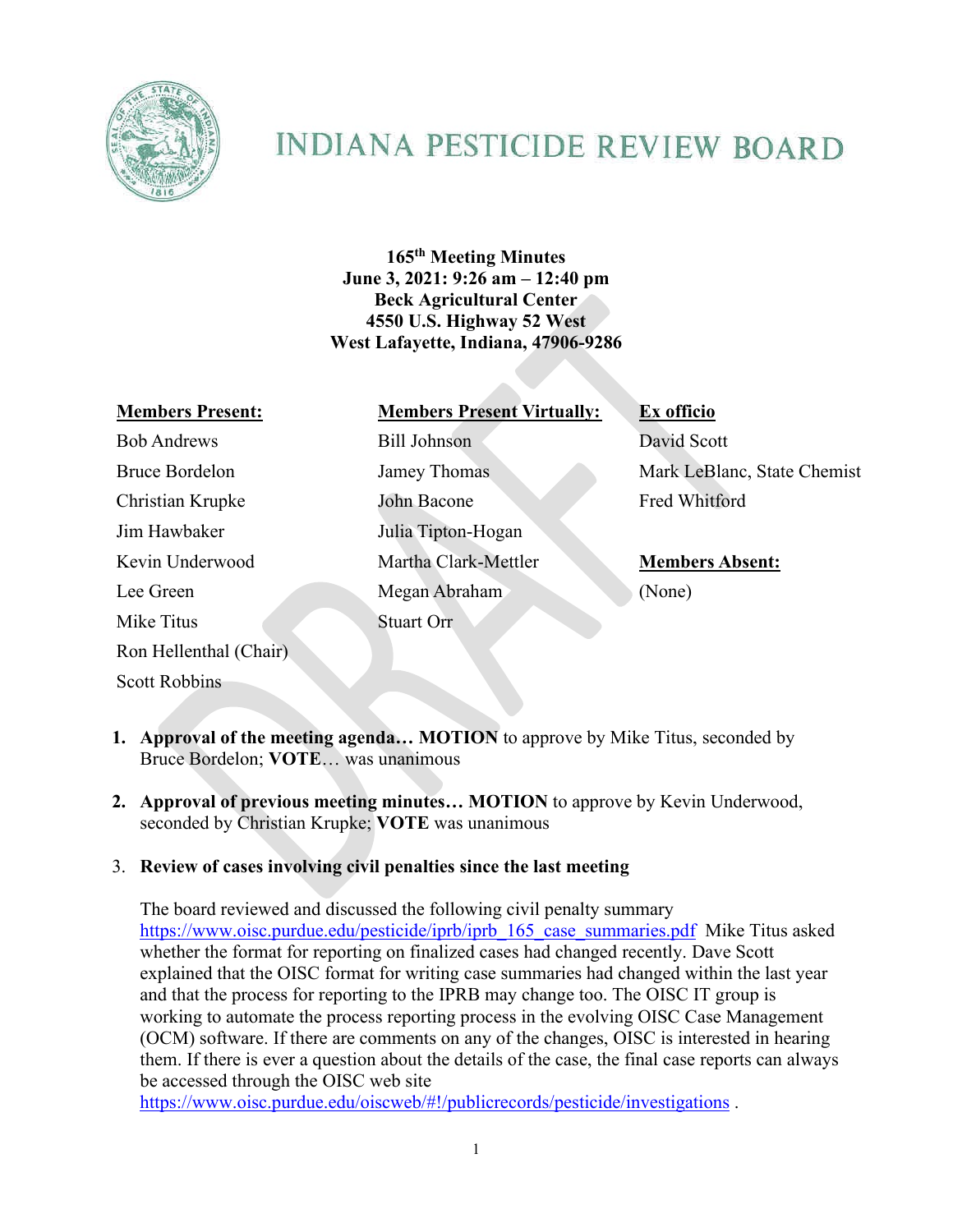# INDIANA PESTICIDE REVIEW BOARD

**165th Meeting Minutes**
**June 3, 2021: 9:26 am – 12:40 pm**
**Beck Agricultural Center**
**4550 U.S. Highway 52 West**
**West Lafayette, Indiana, 47906-9286**

| **Members Present:** | **Members Present Virtually:** | **Ex officio** |
|---|---|---|
| Bob Andrews | Bill Johnson | David Scott |
| Bruce Bordelon | Jamey Thomas | Mark LeBlanc, State Chemist |
| Christian Krupke | John Bacone | Fred Whitford |
| Jim Hawbaker | Julia Tipton-Hogan | |
| Kevin Underwood | Martha Clark-Mettler | **Members Absent:** |
| Lee Green | Megan Abraham | (None) |
| Mike Titus | Stuart Orr | |
| Ron Hellenthal (Chair) | | |
| Scott Robbins | | |

1. **Approval of the meeting agenda… MOTION** to approve by Mike Titus, seconded by Bruce Bordelon; **VOTE**… was unanimous

2. **Approval of previous meeting minutes… MOTION** to approve by Kevin Underwood, seconded by Christian Krupke; **VOTE** was unanimous

3. **Review of cases involving civil penalties since the last meeting**

   The board reviewed and discussed the following civil penalty summary https://www.oisc.purdue.edu/pesticide/iprb/iprb_165_case_summaries.pdf Mike Titus asked whether the format for reporting on finalized cases had changed recently. Dave Scott explained that the OISC format for writing case summaries had changed within the last year and that the process for reporting to the IPRB may change too. The OISC IT group is working to automate the process reporting process in the evolving OISC Case Management (OCM) software. If there are comments on any of the changes, OISC is interested in hearing them. If there is ever a question about the details of the case, the final case reports can always be accessed through the OISC web site https://www.oisc.purdue.edu/oiscweb/#!/publicrecords/pesticide/investigations .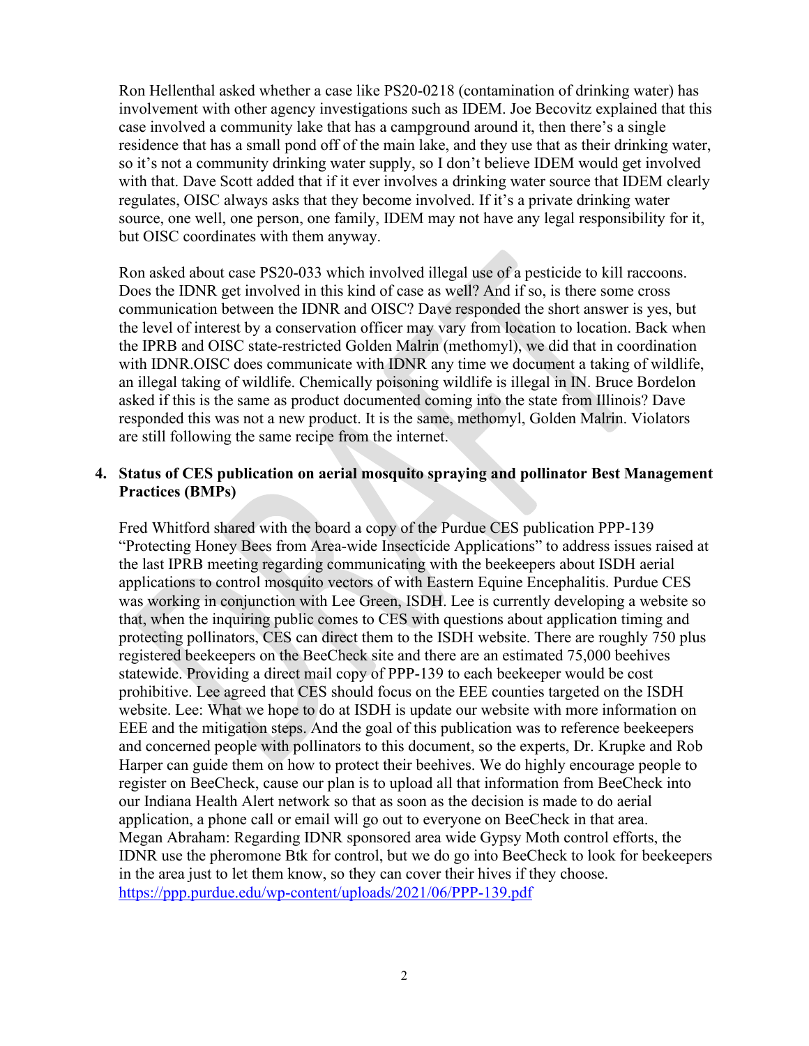Ron Hellenthal asked whether a case like PS20-0218 (contamination of drinking water) has involvement with other agency investigations such as IDEM. Joe Becovitz explained that this case involved a community lake that has a campground around it, then there's a single residence that has a small pond off of the main lake, and they use that as their drinking water, so it's not a community drinking water supply, so I don't believe IDEM would get involved with that. Dave Scott added that if it ever involves a drinking water source that IDEM clearly regulates, OISC always asks that they become involved. If it's a private drinking water source, one well, one person, one family, IDEM may not have any legal responsibility for it, but OISC coordinates with them anyway.

Ron asked about case PS20-033 which involved illegal use of a pesticide to kill raccoons. Does the IDNR get involved in this kind of case as well? And if so, is there some cross communication between the IDNR and OISC? Dave responded the short answer is yes, but the level of interest by a conservation officer may vary from location to location. Back when the IPRB and OISC state-restricted Golden Malrin (methomyl), we did that in coordination with IDNR.OISC does communicate with IDNR any time we document a taking of wildlife, an illegal taking of wildlife. Chemically poisoning wildlife is illegal in IN. Bruce Bordelon asked if this is the same as product documented coming into the state from Illinois? Dave responded this was not a new product. It is the same, methomyl, Golden Malrin. Violators are still following the same recipe from the internet.

**4. Status of CES publication on aerial mosquito spraying and pollinator Best Management Practices (BMPs)**

Fred Whitford shared with the board a copy of the Purdue CES publication PPP-139 "Protecting Honey Bees from Area-wide Insecticide Applications" to address issues raised at the last IPRB meeting regarding communicating with the beekeepers about ISDH aerial applications to control mosquito vectors of with Eastern Equine Encephalitis. Purdue CES was working in conjunction with Lee Green, ISDH. Lee is currently developing a website so that, when the inquiring public comes to CES with questions about application timing and protecting pollinators, CES can direct them to the ISDH website. There are roughly 750 plus registered beekeepers on the BeeCheck site and there are an estimated 75,000 beehives statewide. Providing a direct mail copy of PPP-139 to each beekeeper would be cost prohibitive. Lee agreed that CES should focus on the EEE counties targeted on the ISDH website. Lee: What we hope to do at ISDH is update our website with more information on EEE and the mitigation steps. And the goal of this publication was to reference beekeepers and concerned people with pollinators to this document, so the experts, Dr. Krupke and Rob Harper can guide them on how to protect their beehives. We do highly encourage people to register on BeeCheck, cause our plan is to upload all that information from BeeCheck into our Indiana Health Alert network so that as soon as the decision is made to do aerial application, a phone call or email will go out to everyone on BeeCheck in that area. Megan Abraham: Regarding IDNR sponsored area wide Gypsy Moth control efforts, the IDNR use the pheromone Btk for control, but we do go into BeeCheck to look for beekeepers in the area just to let them know, so they can cover their hives if they choose.
https://ppp.purdue.edu/wp-content/uploads/2021/06/PPP-139.pdf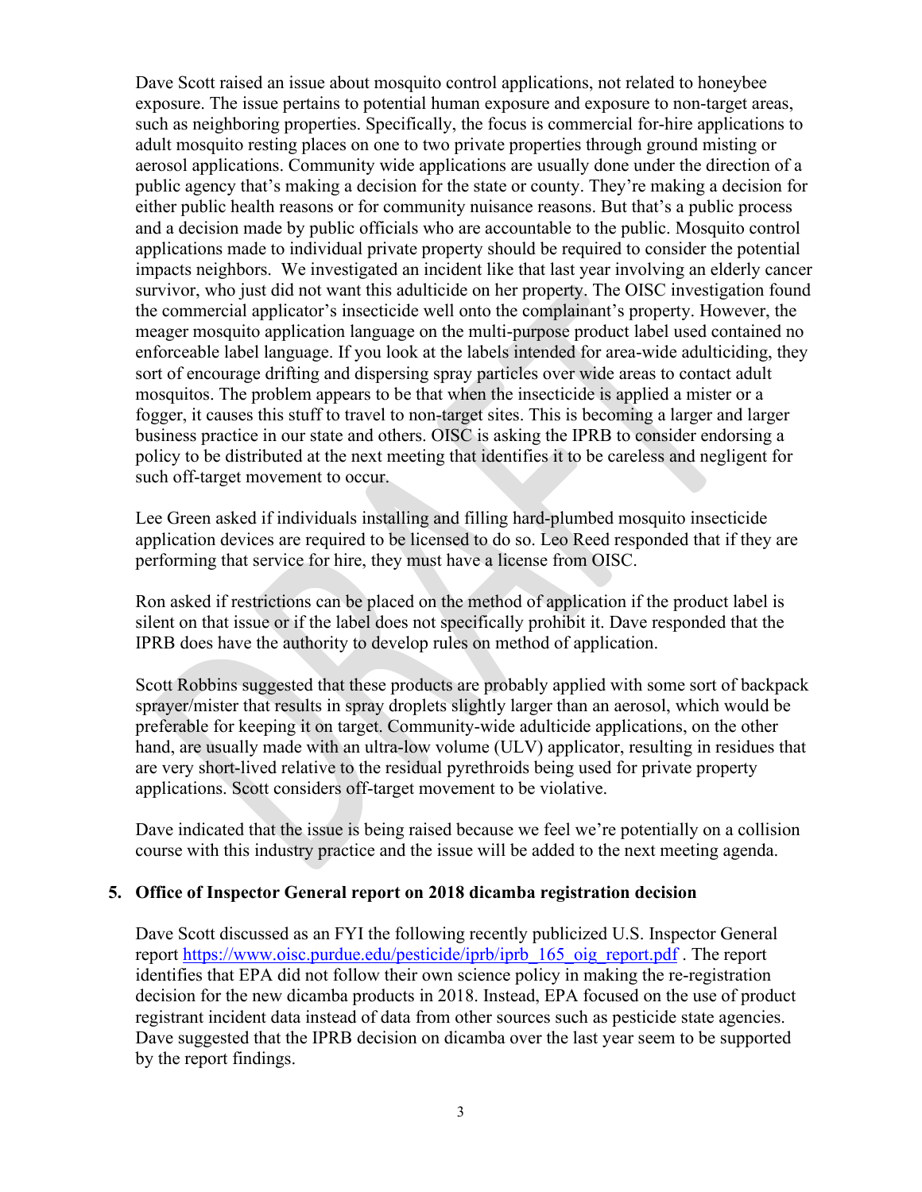Dave Scott raised an issue about mosquito control applications, not related to honeybee exposure. The issue pertains to potential human exposure and exposure to non-target areas, such as neighboring properties. Specifically, the focus is commercial for-hire applications to adult mosquito resting places on one to two private properties through ground misting or aerosol applications. Community wide applications are usually done under the direction of a public agency that's making a decision for the state or county. They're making a decision for either public health reasons or for community nuisance reasons. But that's a public process and a decision made by public officials who are accountable to the public. Mosquito control applications made to individual private property should be required to consider the potential impacts neighbors. We investigated an incident like that last year involving an elderly cancer survivor, who just did not want this adulticide on her property. The OISC investigation found the commercial applicator's insecticide well onto the complainant's property. However, the meager mosquito application language on the multi-purpose product label used contained no enforceable label language. If you look at the labels intended for area-wide adulticiding, they sort of encourage drifting and dispersing spray particles over wide areas to contact adult mosquitos. The problem appears to be that when the insecticide is applied a mister or a fogger, it causes this stuff to travel to non-target sites. This is becoming a larger and larger business practice in our state and others. OISC is asking the IPRB to consider endorsing a policy to be distributed at the next meeting that identifies it to be careless and negligent for such off-target movement to occur.

Lee Green asked if individuals installing and filling hard-plumbed mosquito insecticide application devices are required to be licensed to do so. Leo Reed responded that if they are performing that service for hire, they must have a license from OISC.

Ron asked if restrictions can be placed on the method of application if the product label is silent on that issue or if the label does not specifically prohibit it. Dave responded that the IPRB does have the authority to develop rules on method of application.

Scott Robbins suggested that these products are probably applied with some sort of backpack sprayer/mister that results in spray droplets slightly larger than an aerosol, which would be preferable for keeping it on target. Community-wide adulticide applications, on the other hand, are usually made with an ultra-low volume (ULV) applicator, resulting in residues that are very short-lived relative to the residual pyrethroids being used for private property applications. Scott considers off-target movement to be violative.

Dave indicated that the issue is being raised because we feel we're potentially on a collision course with this industry practice and the issue will be added to the next meeting agenda.

**5. Office of Inspector General report on 2018 dicamba registration decision**

Dave Scott discussed as an FYI the following recently publicized U.S. Inspector General report https://www.oisc.purdue.edu/pesticide/iprb/iprb_165_oig_report.pdf . The report identifies that EPA did not follow their own science policy in making the re-registration decision for the new dicamba products in 2018. Instead, EPA focused on the use of product registrant incident data instead of data from other sources such as pesticide state agencies. Dave suggested that the IPRB decision on dicamba over the last year seem to be supported by the report findings.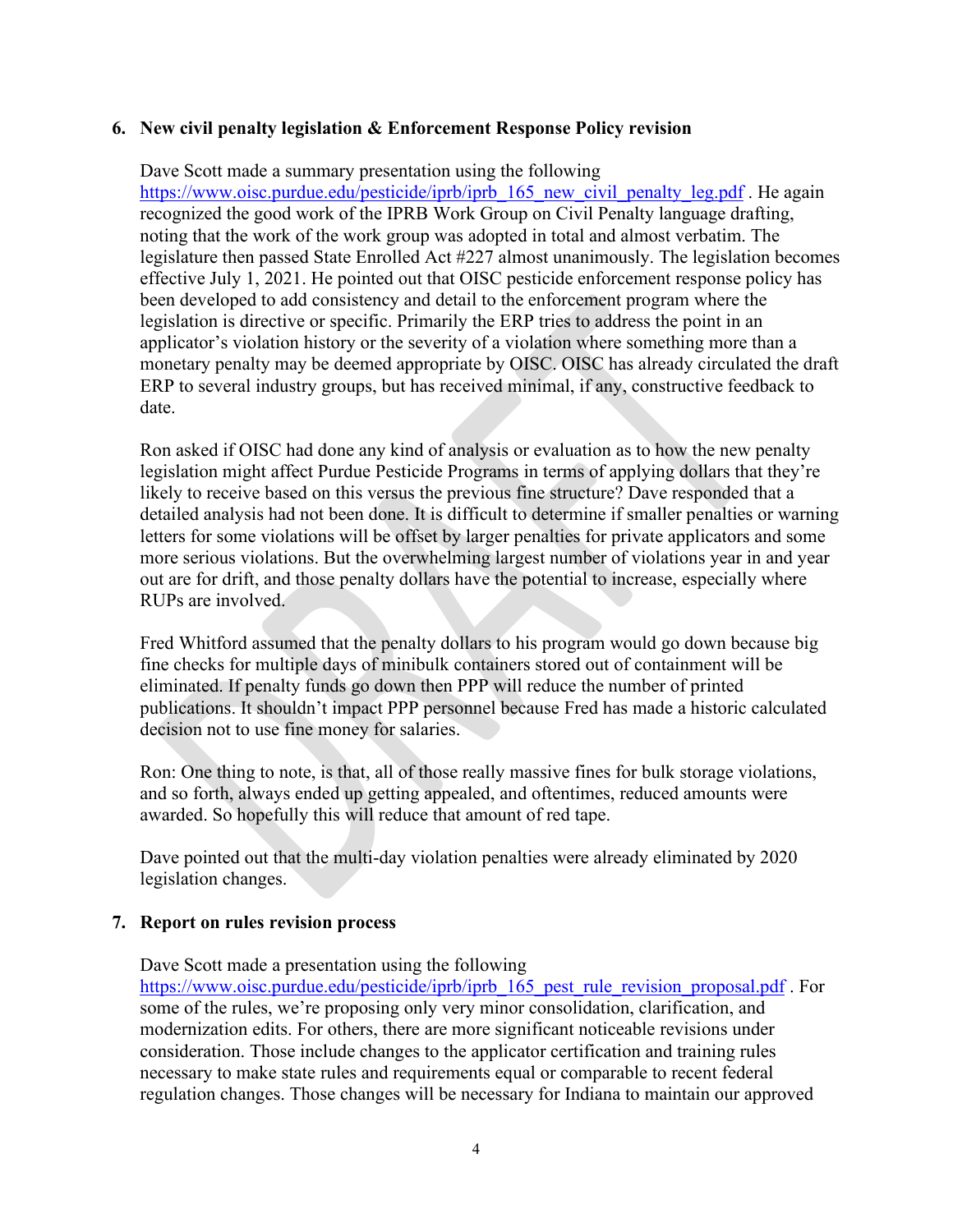## 6. New civil penalty legislation & Enforcement Response Policy revision

Dave Scott made a summary presentation using the following https://www.oisc.purdue.edu/pesticide/iprb/iprb_165_new_civil_penalty_leg.pdf . He again recognized the good work of the IPRB Work Group on Civil Penalty language drafting, noting that the work of the work group was adopted in total and almost verbatim. The legislature then passed State Enrolled Act #227 almost unanimously. The legislation becomes effective July 1, 2021. He pointed out that OISC pesticide enforcement response policy has been developed to add consistency and detail to the enforcement program where the legislation is directive or specific. Primarily the ERP tries to address the point in an applicator's violation history or the severity of a violation where something more than a monetary penalty may be deemed appropriate by OISC. OISC has already circulated the draft ERP to several industry groups, but has received minimal, if any, constructive feedback to date.

Ron asked if OISC had done any kind of analysis or evaluation as to how the new penalty legislation might affect Purdue Pesticide Programs in terms of applying dollars that they're likely to receive based on this versus the previous fine structure? Dave responded that a detailed analysis had not been done. It is difficult to determine if smaller penalties or warning letters for some violations will be offset by larger penalties for private applicators and some more serious violations. But the overwhelming largest number of violations year in and year out are for drift, and those penalty dollars have the potential to increase, especially where RUPs are involved.

Fred Whitford assumed that the penalty dollars to his program would go down because big fine checks for multiple days of minibulk containers stored out of containment will be eliminated. If penalty funds go down then PPP will reduce the number of printed publications. It shouldn't impact PPP personnel because Fred has made a historic calculated decision not to use fine money for salaries.

Ron: One thing to note, is that, all of those really massive fines for bulk storage violations, and so forth, always ended up getting appealed, and oftentimes, reduced amounts were awarded. So hopefully this will reduce that amount of red tape.

Dave pointed out that the multi-day violation penalties were already eliminated by 2020 legislation changes.

## 7. Report on rules revision process

Dave Scott made a presentation using the following https://www.oisc.purdue.edu/pesticide/iprb/iprb_165_pest_rule_revision_proposal.pdf . For some of the rules, we're proposing only very minor consolidation, clarification, and modernization edits. For others, there are more significant noticeable revisions under consideration. Those include changes to the applicator certification and training rules necessary to make state rules and requirements equal or comparable to recent federal regulation changes. Those changes will be necessary for Indiana to maintain our approved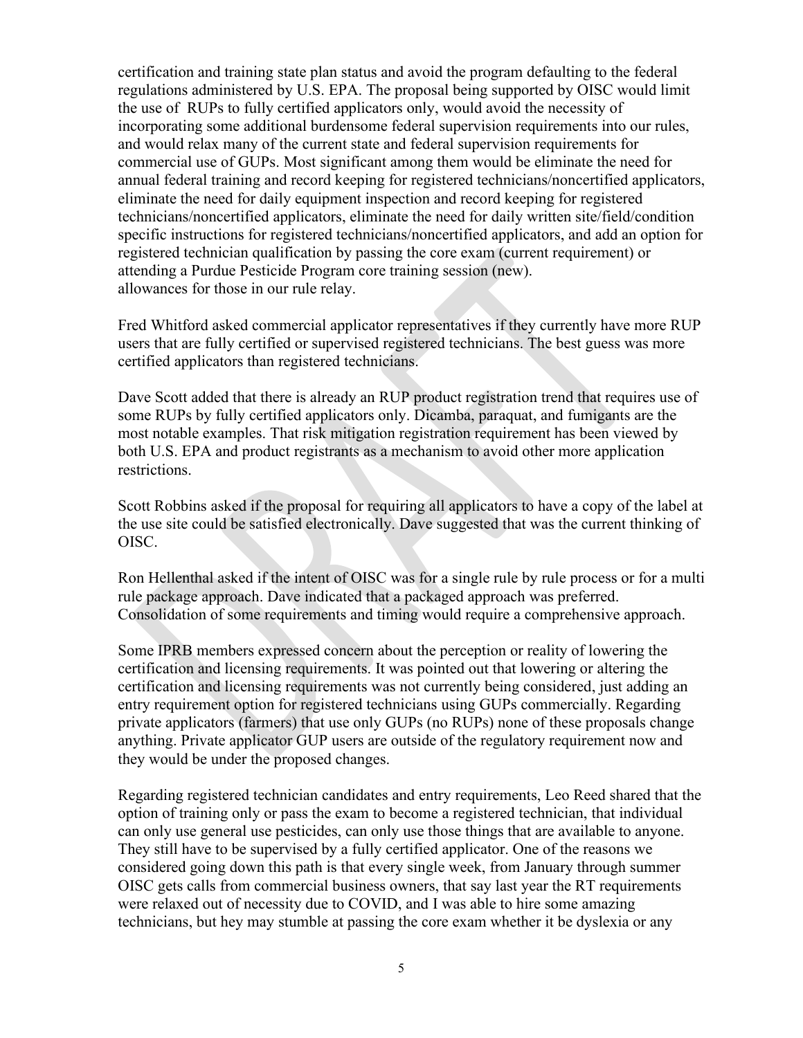certification and training state plan status and avoid the program defaulting to the federal regulations administered by U.S. EPA. The proposal being supported by OISC would limit the use of  RUPs to fully certified applicators only, would avoid the necessity of incorporating some additional burdensome federal supervision requirements into our rules, and would relax many of the current state and federal supervision requirements for commercial use of GUPs. Most significant among them would be eliminate the need for annual federal training and record keeping for registered technicians/noncertified applicators, eliminate the need for daily equipment inspection and record keeping for registered technicians/noncertified applicators, eliminate the need for daily written site/field/condition specific instructions for registered technicians/noncertified applicators, and add an option for registered technician qualification by passing the core exam (current requirement) or attending a Purdue Pesticide Program core training session (new).
allowances for those in our rule relay.

Fred Whitford asked commercial applicator representatives if they currently have more RUP users that are fully certified or supervised registered technicians. The best guess was more certified applicators than registered technicians.

Dave Scott added that there is already an RUP product registration trend that requires use of some RUPs by fully certified applicators only. Dicamba, paraquat, and fumigants are the most notable examples. That risk mitigation registration requirement has been viewed by both U.S. EPA and product registrants as a mechanism to avoid other more application restrictions.

Scott Robbins asked if the proposal for requiring all applicators to have a copy of the label at the use site could be satisfied electronically. Dave suggested that was the current thinking of OISC.

Ron Hellenthal asked if the intent of OISC was for a single rule by rule process or for a multi rule package approach. Dave indicated that a packaged approach was preferred. Consolidation of some requirements and timing would require a comprehensive approach.

Some IPRB members expressed concern about the perception or reality of lowering the certification and licensing requirements. It was pointed out that lowering or altering the certification and licensing requirements was not currently being considered, just adding an entry requirement option for registered technicians using GUPs commercially. Regarding private applicators (farmers) that use only GUPs (no RUPs) none of these proposals change anything. Private applicator GUP users are outside of the regulatory requirement now and they would be under the proposed changes.

Regarding registered technician candidates and entry requirements, Leo Reed shared that the option of training only or pass the exam to become a registered technician, that individual can only use general use pesticides, can only use those things that are available to anyone. They still have to be supervised by a fully certified applicator. One of the reasons we considered going down this path is that every single week, from January through summer OISC gets calls from commercial business owners, that say last year the RT requirements were relaxed out of necessity due to COVID, and I was able to hire some amazing technicians, but hey may stumble at passing the core exam whether it be dyslexia or any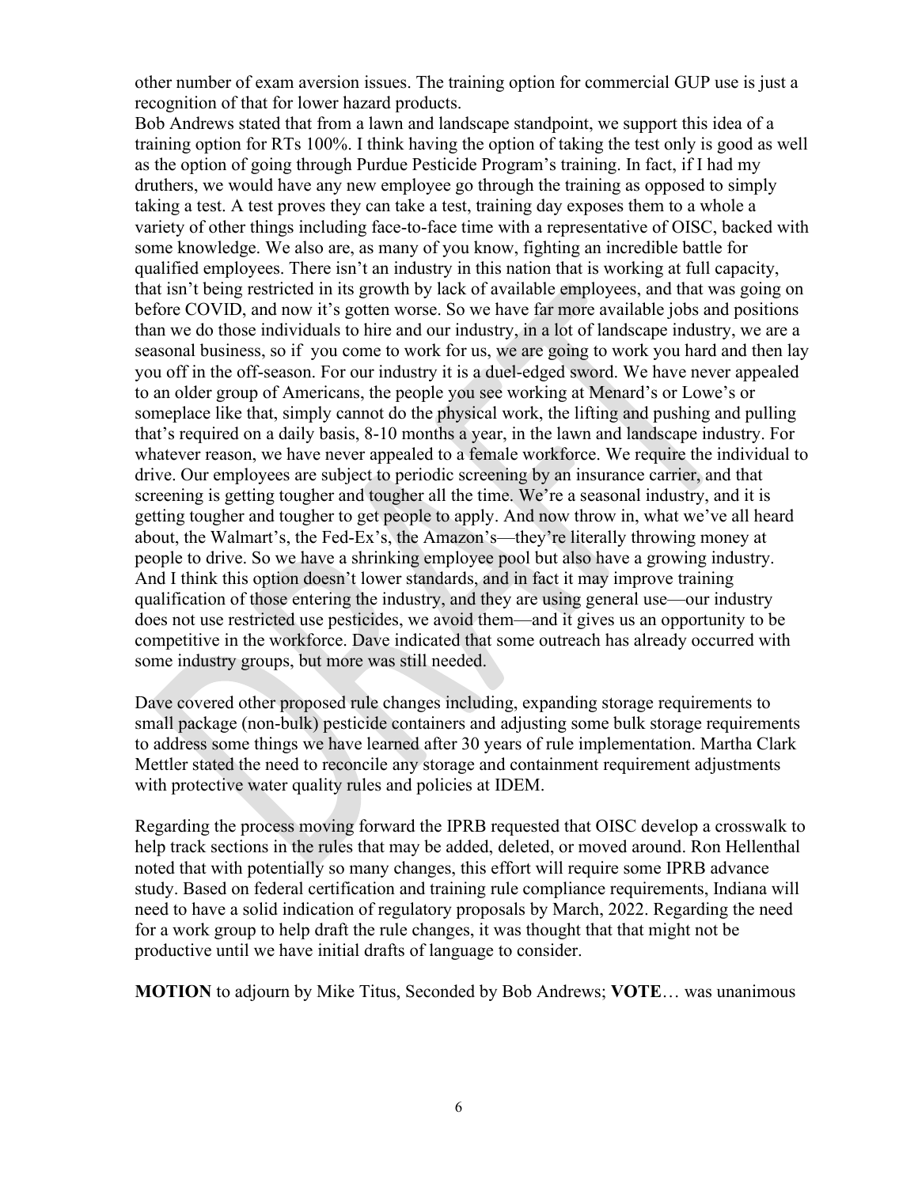other number of exam aversion issues. The training option for commercial GUP use is just a recognition of that for lower hazard products.

Bob Andrews stated that from a lawn and landscape standpoint, we support this idea of a training option for RTs 100%. I think having the option of taking the test only is good as well as the option of going through Purdue Pesticide Program's training. In fact, if I had my druthers, we would have any new employee go through the training as opposed to simply taking a test. A test proves they can take a test, training day exposes them to a whole a variety of other things including face-to-face time with a representative of OISC, backed with some knowledge. We also are, as many of you know, fighting an incredible battle for qualified employees. There isn't an industry in this nation that is working at full capacity, that isn't being restricted in its growth by lack of available employees, and that was going on before COVID, and now it's gotten worse. So we have far more available jobs and positions than we do those individuals to hire and our industry, in a lot of landscape industry, we are a seasonal business, so if you come to work for us, we are going to work you hard and then lay you off in the off-season. For our industry it is a duel-edged sword. We have never appealed to an older group of Americans, the people you see working at Menard's or Lowe's or someplace like that, simply cannot do the physical work, the lifting and pushing and pulling that's required on a daily basis, 8-10 months a year, in the lawn and landscape industry. For whatever reason, we have never appealed to a female workforce. We require the individual to drive. Our employees are subject to periodic screening by an insurance carrier, and that screening is getting tougher and tougher all the time. We're a seasonal industry, and it is getting tougher and tougher to get people to apply. And now throw in, what we've all heard about, the Walmart's, the Fed-Ex's, the Amazon's—they're literally throwing money at people to drive. So we have a shrinking employee pool but also have a growing industry. And I think this option doesn't lower standards, and in fact it may improve training qualification of those entering the industry, and they are using general use—our industry does not use restricted use pesticides, we avoid them—and it gives us an opportunity to be competitive in the workforce. Dave indicated that some outreach has already occurred with some industry groups, but more was still needed.

Dave covered other proposed rule changes including, expanding storage requirements to small package (non-bulk) pesticide containers and adjusting some bulk storage requirements to address some things we have learned after 30 years of rule implementation. Martha Clark Mettler stated the need to reconcile any storage and containment requirement adjustments with protective water quality rules and policies at IDEM.

Regarding the process moving forward the IPRB requested that OISC develop a crosswalk to help track sections in the rules that may be added, deleted, or moved around. Ron Hellenthal noted that with potentially so many changes, this effort will require some IPRB advance study. Based on federal certification and training rule compliance requirements, Indiana will need to have a solid indication of regulatory proposals by March, 2022. Regarding the need for a work group to help draft the rule changes, it was thought that that might not be productive until we have initial drafts of language to consider.

**MOTION** to adjourn by Mike Titus, Seconded by Bob Andrews; **VOTE**… was unanimous